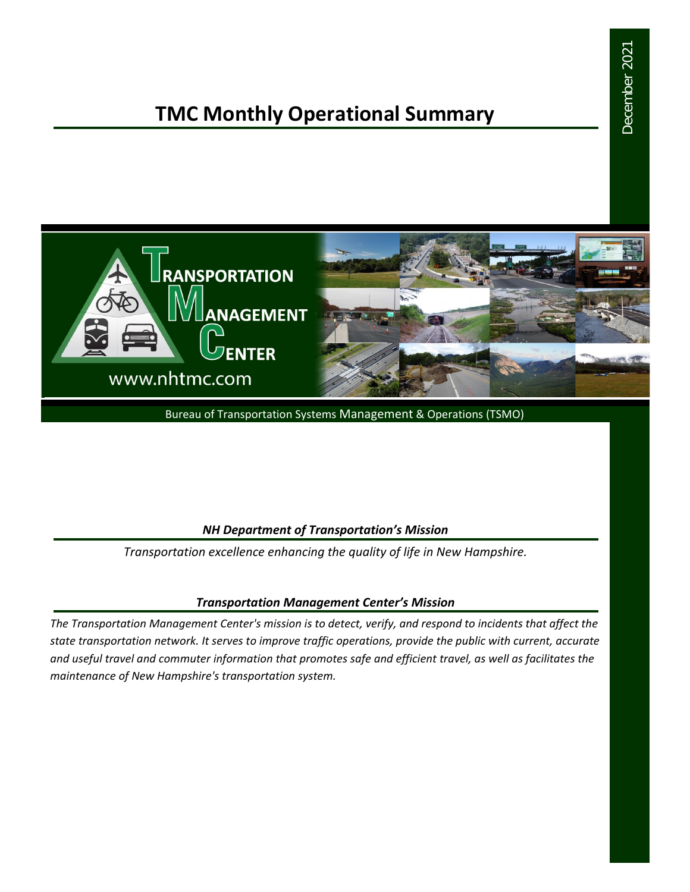# TMC Monthly Operational Summary

December 2021

TRANSPORTATION MANAGEMENT CENTER

www.nhtmc.com

Bureau of Transportation Systems Management & Operations (TSMO)

### *NH Department of Transportation's Mission*

*Transportation excellence enhancing the quality of life in New Hampshire.*

### *Transportation Management Center's Mission*

*The Transportation Management Center's mission is to detect, verify, and respond to incidents that affect the state transportation network. It serves to improve traffic operations, provide the public with current, accurate and useful travel and commuter information that promotes safe and efficient travel, as well as facilitates the maintenance of New Hampshire's transportation system.*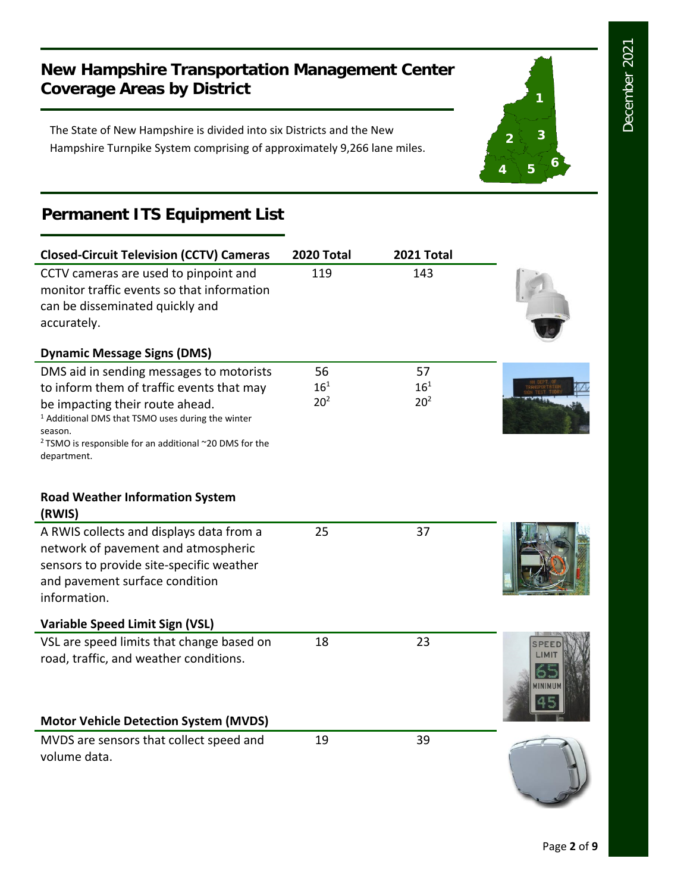## New Hampshire Transportation Management Center Coverage Areas by District

The State of New Hampshire is divided into six Districts and the New Hampshire Turnpike System comprising of approximately 9,266 lane miles.

1
2
3
4
5
6

## Permanent ITS Equipment List

| Closed-Circuit Television (CCTV) Cameras | 2020 Total | 2021 Total |
|---|---|---|
| CCTV cameras are used to pinpoint and monitor traffic events so that information can be disseminated quickly and accurately. | 119 | 143 |
| **Dynamic Message Signs (DMS)** | | |
| DMS aid in sending messages to motorists to inform them of traffic events that may be impacting their route ahead. | 56<br>16[1]<br>20[2] | 57<br>16[1]<br>20[2] |
| **Road Weather Information System (RWIS)** | | |
| A RWIS collects and displays data from a network of pavement and atmospheric sensors to provide site-specific weather and pavement surface condition information. | 25 | 37 |
| **Variable Speed Limit Sign (VSL)** | | |
| VSL are speed limits that change based on road, traffic, and weather conditions. | 18 | 23 |
| **Motor Vehicle Detection System (MVDS)** | | |
| MVDS are sensors that collect speed and volume data. | 19 | 39 |

[1] Additional DMS that TSMO uses during the winter season.
[2] TSMO is responsible for an additional ~20 DMS for the department.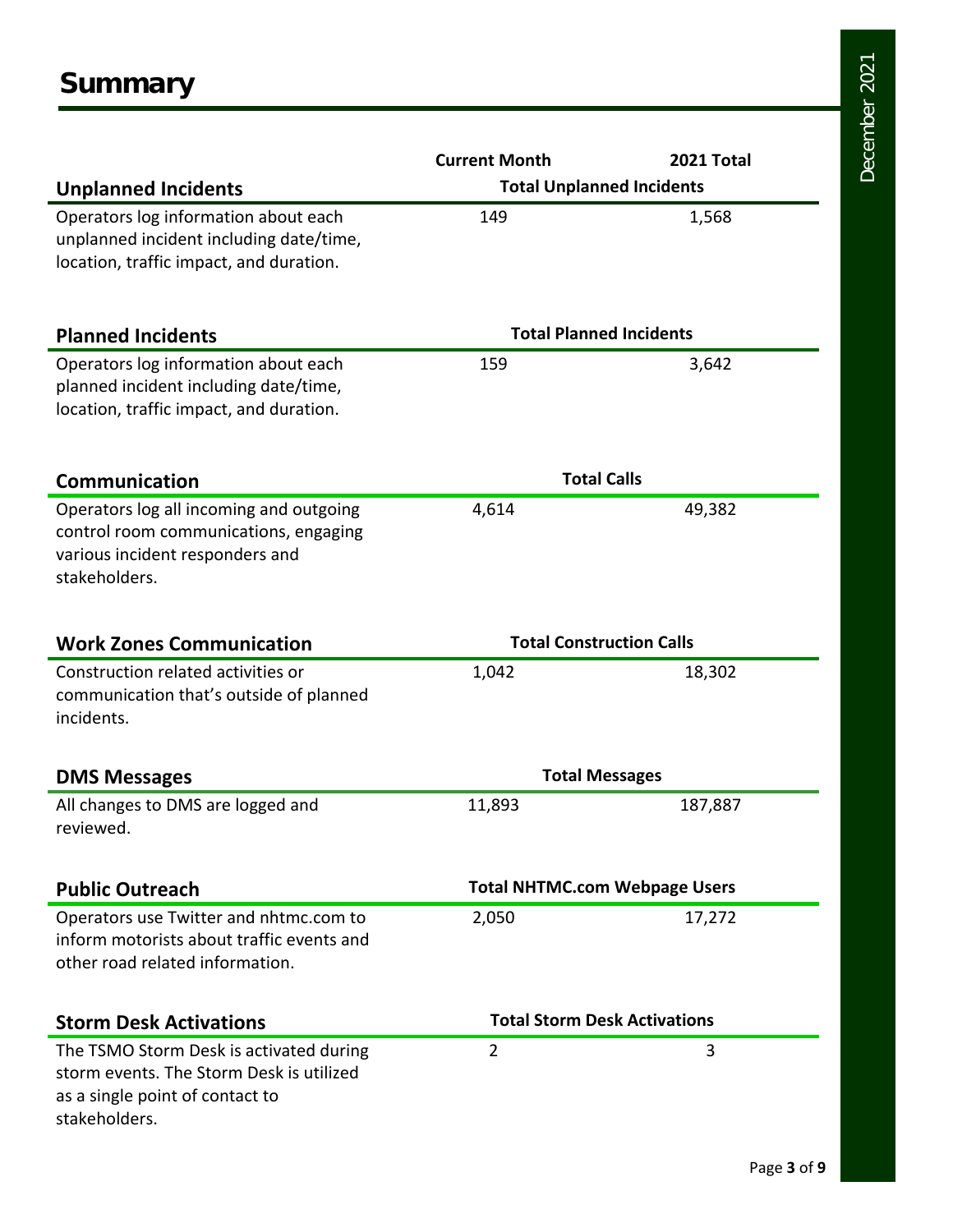# Summary

| | Current Month | 2021 Total |
|---|---|---|
| **Unplanned Incidents** | **Total Unplanned Incidents** | |
| Operators log information about each unplanned incident including date/time, location, traffic impact, and duration. | 149 | 1,568 |
| **Planned Incidents** | **Total Planned Incidents** | |
| Operators log information about each planned incident including date/time, location, traffic impact, and duration. | 159 | 3,642 |
| **Communication** | **Total Calls** | |
| Operators log all incoming and outgoing control room communications, engaging various incident responders and stakeholders. | 4,614 | 49,382 |
| **Work Zones Communication** | **Total Construction Calls** | |
| Construction related activities or communication that's outside of planned incidents. | 1,042 | 18,302 |
| **DMS Messages** | **Total Messages** | |
| All changes to DMS are logged and reviewed. | 11,893 | 187,887 |
| **Public Outreach** | **Total NHTMC.com Webpage Users** | |
| Operators use Twitter and nhtmc.com to inform motorists about traffic events and other road related information. | 2,050 | 17,272 |
| **Storm Desk Activations** | **Total Storm Desk Activations** | |
| The TSMO Storm Desk is activated during storm events. The Storm Desk is utilized as a single point of contact to stakeholders. | 2 | 3 |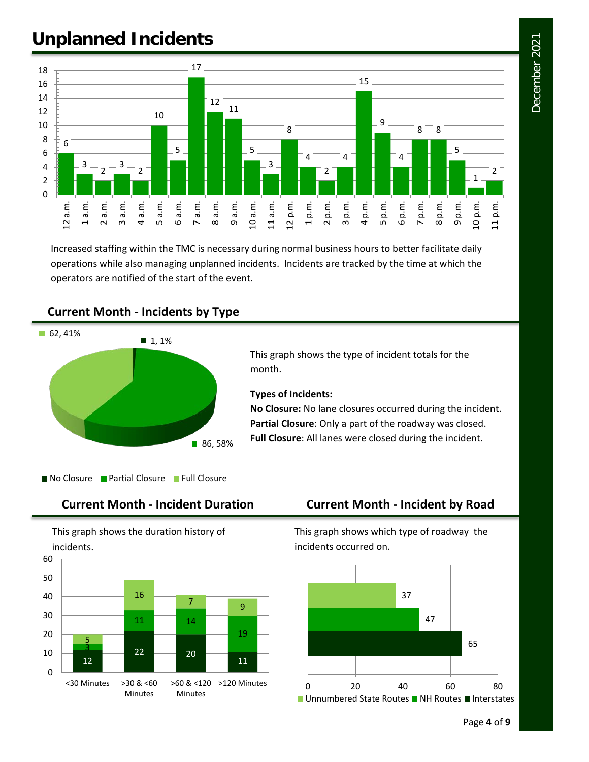# Unplanned Incidents

18
16
14
12
10
8
6
4
2
0

6 3 2 3 2 10 5 17 12 11 5 3 8 4 2 4 15 9 4 8 8 5 1 2

12 a.m. 1 a.m. 2 a.m. 3 a.m. 4 a.m. 5 a.m. 6 a.m. 7 a.m. 8 a.m. 9 a.m. 10 a.m. 11 a.m. 12 p.m. 1 p.m. 2 p.m. 3 p.m. 4 p.m. 5 p.m. 6 p.m. 7 p.m. 8 p.m. 9 p.m. 10 p.m. 11 p.m.

Increased staffing within the TMC is necessary during normal business hours to better facilitate daily operations while also managing unplanned incidents. Incidents are tracked by the time at which the operators are notified of the start of the event.

## Current Month - Incidents by Type

62, 41%
1, 1%
86, 58%

No Closure   Partial Closure   Full Closure

This graph shows the type of incident totals for the month.

**Types of Incidents:**

**No Closure:** No lane closures occurred during the incident.

**Partial Closure**: Only a part of the roadway was closed.

**Full Closure**: All lanes were closed during the incident.

## Current Month - Incident Duration

This graph shows the duration history of incidents.

60
50
40
30
20
10
0

5
3
12

16
11
22

7
14
20

9
19
11

<30 Minutes   >30 & <60 Minutes   >60 & <120 Minutes   >120 Minutes

## Current Month - Incident by Road

This graph shows which type of roadway the incidents occurred on.

37
47
65

0 20 40 60 80

Unnumbered State Routes   NH Routes   Interstates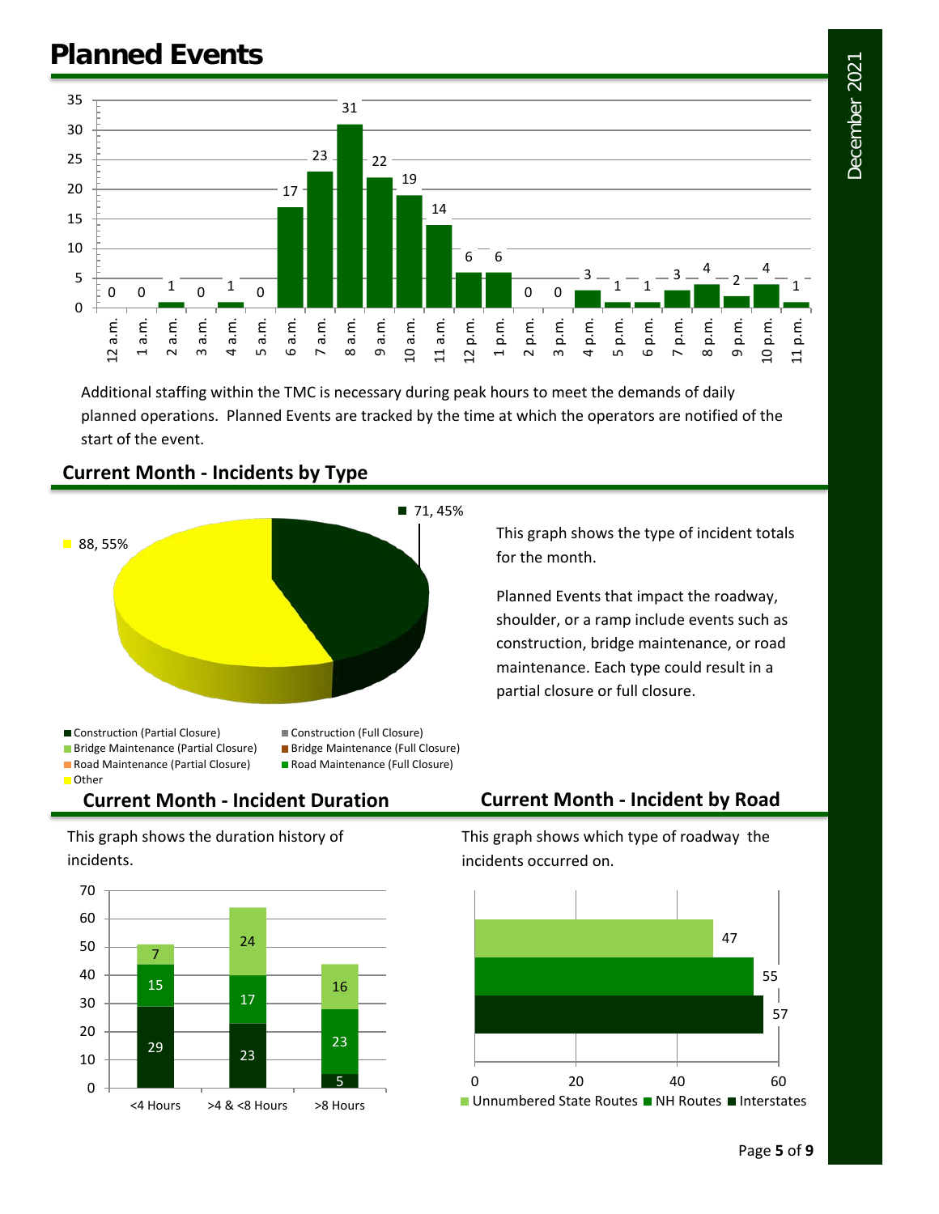# Planned Events

35
30
25
20
15
10
5
0

0 0 1 0 1 0 17 23 31 22 19 14 6 6 0 0 3 1 1 3 4 2 4 1

12 a.m. 1 a.m. 2 a.m. 3 a.m. 4 a.m. 5 a.m. 6 a.m. 7 a.m. 8 a.m. 9 a.m. 10 a.m. 11 a.m. 12 p.m. 1 p.m. 2 p.m. 3 p.m. 4 p.m. 5 p.m. 6 p.m. 7 p.m. 8 p.m. 9 p.m. 10 p.m. 11 p.m.

Additional staffing within the TMC is necessary during peak hours to meet the demands of daily planned operations. Planned Events are tracked by the time at which the operators are notified of the start of the event.

## Current Month - Incidents by Type

71, 45%

88, 55%

Construction (Partial Closure)
Construction (Full Closure)
Bridge Maintenance (Partial Closure)
Bridge Maintenance (Full Closure)
Road Maintenance (Partial Closure)
Road Maintenance (Full Closure)
Other

This graph shows the type of incident totals for the month.

Planned Events that impact the roadway, shoulder, or a ramp include events such as construction, bridge maintenance, or road maintenance. Each type could result in a partial closure or full closure.

## Current Month - Incident Duration

This graph shows the duration history of incidents.

70
60
50
40
30
20
10
0

<4 Hours: 29, 15, 7
>4 & <8 Hours: 23, 17, 24
>8 Hours: 5, 23, 16

## Current Month - Incident by Road

This graph shows which type of roadway the incidents occurred on.

47
55
57

0 20 40 60

Unnumbered State Routes, NH Routes, Interstates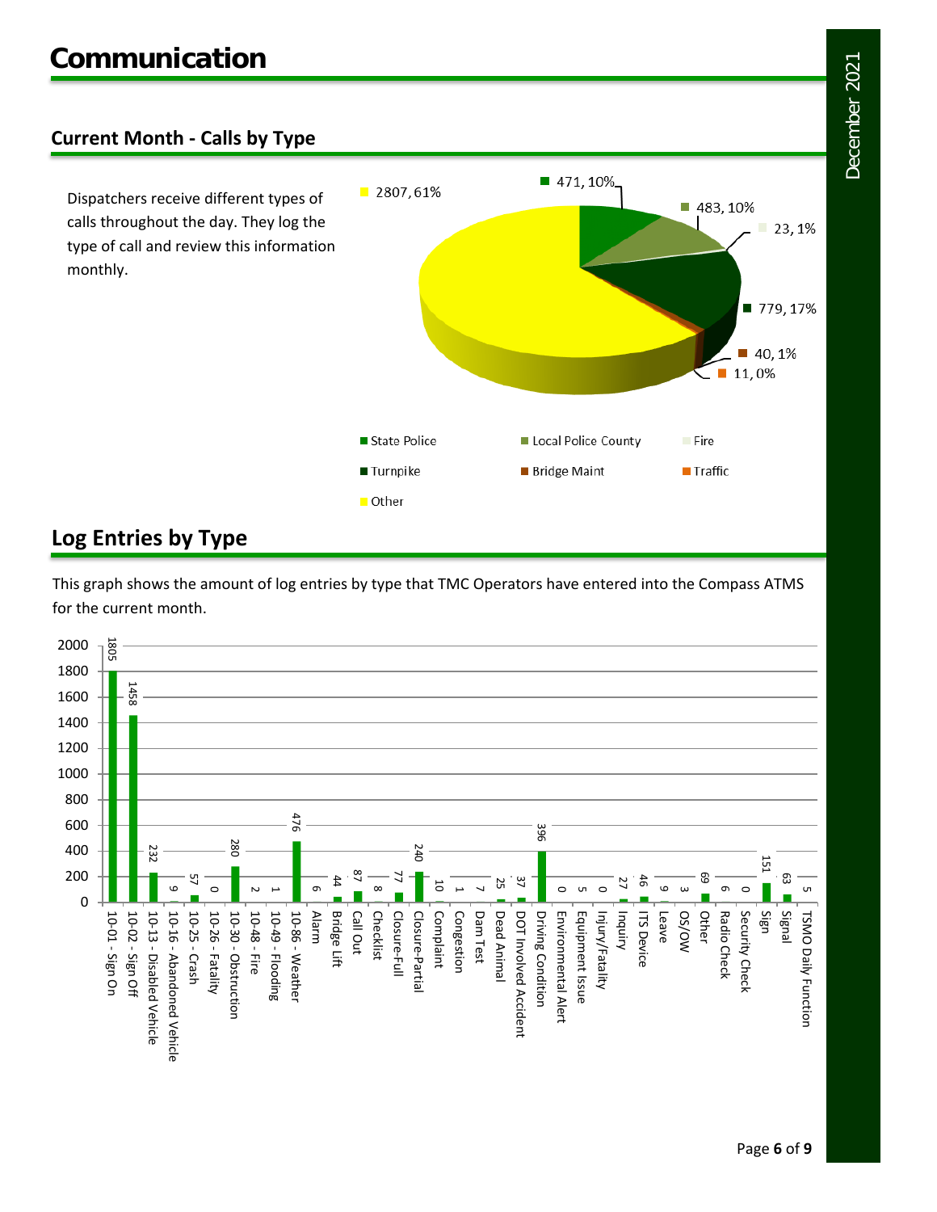# Communication

## Current Month - Calls by Type

Dispatchers receive different types of calls throughout the day. They log the type of call and review this information monthly.

2807, 61%
471, 10%
483, 10%
23, 1%
779, 17%
40, 1%
11, 0%

State Police
Local Police County
Fire
Turnpike
Bridge Maint
Traffic
Other

## Log Entries by Type

This graph shows the amount of log entries by type that TMC Operators have entered into the Compass ATMS for the current month.

2000
1800
1600
1400
1200
1000
800
600
400
200
0

10-01 - Sign On 1805
10-02 - Sign Off 1458
10-13 - Disabled Vehicle 232
10-16 - Abandoned Vehicle 9
10-25 - Crash 57
10-26 - Fatality 0
10-30 - Obstruction 280
10-48 - Fire 2
10-49 - Flooding 1
10-86 - Weather 476
Alarm 6
Bridge Lift 44
Call Out 87
Checklist 8
Closure-Full 77
Closure-Partial 240
Complaint 10
Congestion 1
Dam Test 7
Dead Animal 25
DOT Involved Accident 37
Driving Condition 396
Environmental Alert 0
Equipment Issue 5
Injury/Fatality 0
Inquiry 27
ITS Device 46
Leave 9
OS/OW 3
Other 69
Radio Check 6
Security Check 0
Sign 151
Signal 63
TSMO Daily Function 5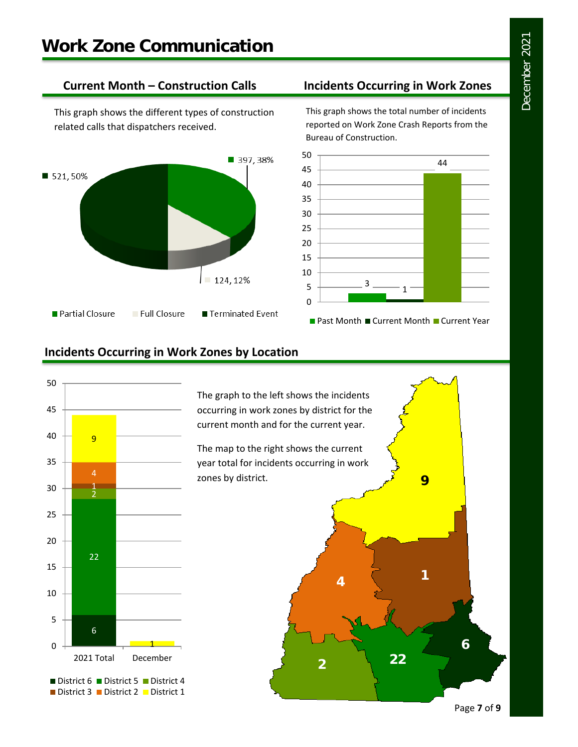# Work Zone Communication

## Current Month – Construction Calls

This graph shows the different types of construction related calls that dispatchers received.

397, 38%

521, 50%

124, 12%

Partial Closure  Full Closure  Terminated Event

## Incidents Occurring in Work Zones

This graph shows the total number of incidents reported on Work Zone Crash Reports from the Bureau of Construction.

50
45
40
35
30
25
20
15
10
5
0

3
1
44

Past Month  Current Month  Current Year

## Incidents Occurring in Work Zones by Location

50
45
40
35
30
25
20
15
10
5
0

9
4
1
2
22
6
1

2021 Total  December

District 6  District 5  District 4
District 3  District 2  District 1

The graph to the left shows the incidents occurring in work zones by district for the current month and for the current year.

The map to the right shows the current year total for incidents occurring in work zones by district.

9
4
1
6
2
22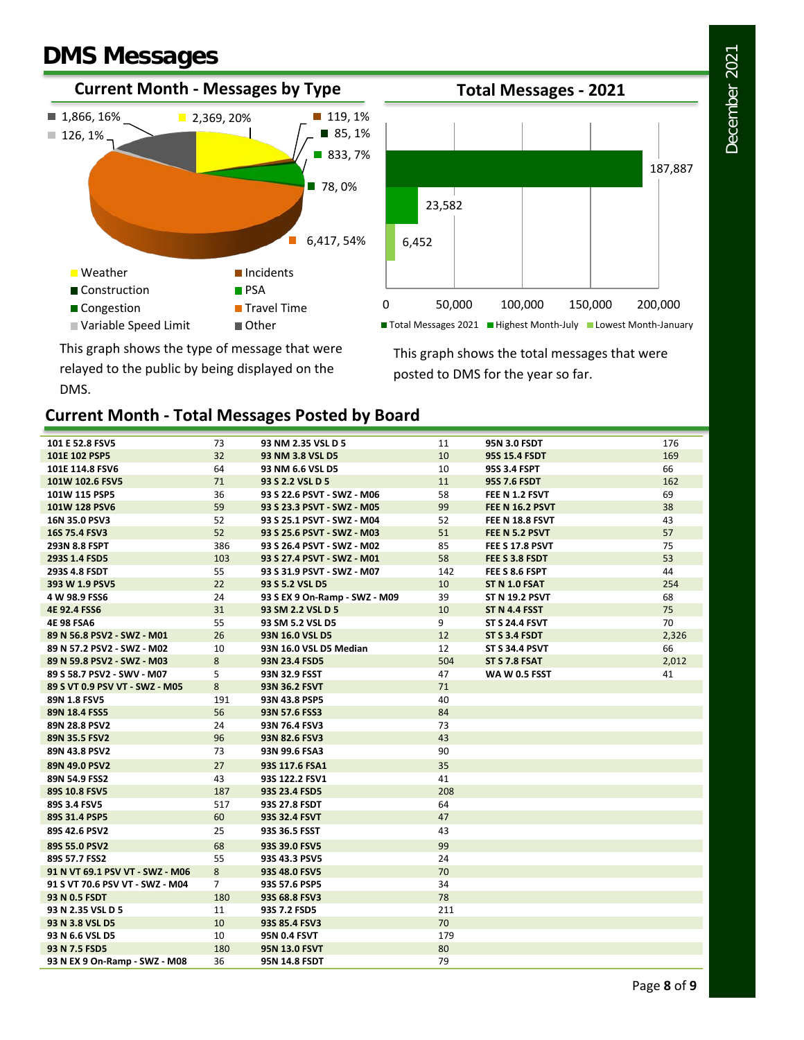# DMS Messages

## Current Month - Messages by Type

1,866, 16%
2,369, 20%
119, 1%
126, 1%
85, 1%
833, 7%
78, 0%
6,417, 54%

Weather
Incidents
Construction
PSA
Congestion
Travel Time
Variable Speed Limit
Other

This graph shows the type of message that were relayed to the public by being displayed on the DMS.

## Total Messages - 2021

187,887
23,582
6,452

0
50,000
100,000
150,000
200,000

Total Messages 2021
Highest Month-July
Lowest Month-January

This graph shows the total messages that were posted to DMS for the year so far.

## Current Month - Total Messages Posted by Board

| | | | | | |
|---|---|---|---|---|---|
| 101 E 52.8 FSV5 | 73 | 93 NM 2.35 VSL D 5 | 11 | 95N 3.0 FSDT | 176 |
| 101E 102 PSP5 | 32 | 93 NM 3.8 VSL D5 | 10 | 95S 15.4 FSDT | 169 |
| 101E 114.8 FSV6 | 64 | 93 NM 6.6 VSL D5 | 10 | 95S 3.4 FSPT | 66 |
| 101W 102.6 FSV5 | 71 | 93 S 2.2 VSL D 5 | 11 | 95S 7.6 FSDT | 162 |
| 101W 115 PSP5 | 36 | 93 S 22.6 PSVT - SWZ - M06 | 58 | FEE N 1.2 FSVT | 69 |
| 101W 128 PSV6 | 59 | 93 S 23.3 PSVT - SWZ - M05 | 99 | FEE N 16.2 PSVT | 38 |
| 16N 35.0 PSV3 | 52 | 93 S 25.1 PSVT - SWZ - M04 | 52 | FEE N 18.8 FSVT | 43 |
| 16S 75.4 FSV3 | 52 | 93 S 25.6 PSVT - SWZ - M03 | 51 | FEE N 5.2 PSVT | 57 |
| 293N 8.8 FSPT | 386 | 93 S 26.4 PSVT - SWZ - M02 | 85 | FEE S 17.8 PSVT | 75 |
| 293S 1.4 FSD5 | 103 | 93 S 27.4 PSVT - SWZ - M01 | 58 | FEE S 3.8 FSDT | 53 |
| 293S 4.8 FSDT | 55 | 93 S 31.9 PSVT - SWZ - M07 | 142 | FEE S 8.6 FSPT | 44 |
| 393 W 1.9 PSV5 | 22 | 93 S 5.2 VSL D5 | 10 | ST N 1.0 FSAT | 254 |
| 4 W 98.9 FSS6 | 24 | 93 S EX 9 On-Ramp - SWZ - M09 | 39 | ST N 19.2 PSVT | 68 |
| 4E 92.4 FSS6 | 31 | 93 SM 2.2 VSL D 5 | 10 | ST N 4.4 FSST | 75 |
| 4E 98 FSA6 | 55 | 93 SM 5.2 VSL D5 | 9 | ST S 24.4 FSVT | 70 |
| 89 N 56.8 PSV2 - SWZ - M01 | 26 | 93N 16.0 VSL D5 | 12 | ST S 3.4 FSDT | 2,326 |
| 89 N 57.2 PSV2 - SWZ - M02 | 10 | 93N 16.0 VSL D5 Median | 12 | ST S 34.4 PSVT | 66 |
| 89 N 59.8 PSV2 - SWZ - M03 | 8 | 93N 23.4 FSD5 | 504 | ST S 7.8 FSAT | 2,012 |
| 89 S 58.7 PSV2 - SWV - M07 | 5 | 93N 32.9 FSST | 47 | WA W 0.5 FSST | 41 |
| 89 S VT 0.9 PSV VT - SWZ - M05 | 8 | 93N 36.2 FSVT | 71 | | |
| 89N 1.8 FSV5 | 191 | 93N 43.8 PSP5 | 40 | | |
| 89N 18.4 FSS5 | 56 | 93N 57.6 FSS3 | 84 | | |
| 89N 28.8 PSV2 | 24 | 93N 76.4 FSV3 | 73 | | |
| 89N 35.5 FSV2 | 96 | 93N 82.6 FSV3 | 43 | | |
| 89N 43.8 PSV2 | 73 | 93N 99.6 FSA3 | 90 | | |
| 89N 49.0 PSV2 | 27 | 93S 117.6 FSA1 | 35 | | |
| 89N 54.9 FSS2 | 43 | 93S 122.2 FSV1 | 41 | | |
| 89S 10.8 FSV5 | 187 | 93S 23.4 FSD5 | 208 | | |
| 89S 3.4 FSV5 | 517 | 93S 27.8 FSDT | 64 | | |
| 89S 31.4 PSP5 | 60 | 93S 32.4 FSVT | 47 | | |
| 89S 42.6 PSV2 | 25 | 93S 36.5 FSST | 43 | | |
| 89S 55.0 PSV2 | 68 | 93S 39.0 FSV5 | 99 | | |
| 89S 57.7 FSS2 | 55 | 93S 43.3 PSV5 | 24 | | |
| 91 N VT 69.1 PSV VT - SWZ - M06 | 8 | 93S 48.0 FSV5 | 70 | | |
| 91 S VT 70.6 PSV VT - SWZ - M04 | 7 | 93S 57.6 PSP5 | 34 | | |
| 93 N 0.5 FSDT | 180 | 93S 68.8 FSV3 | 78 | | |
| 93 N 2.35 VSL D 5 | 11 | 93S 7.2 FSD5 | 211 | | |
| 93 N 3.8 VSL D5 | 10 | 93S 85.4 FSV3 | 70 | | |
| 93 N 6.6 VSL D5 | 10 | 95N 0.4 FSVT | 179 | | |
| 93 N 7.5 FSD5 | 180 | 95N 13.0 FSVT | 80 | | |
| 93 N EX 9 On-Ramp - SWZ - M08 | 36 | 95N 14.8 FSDT | 79 | | |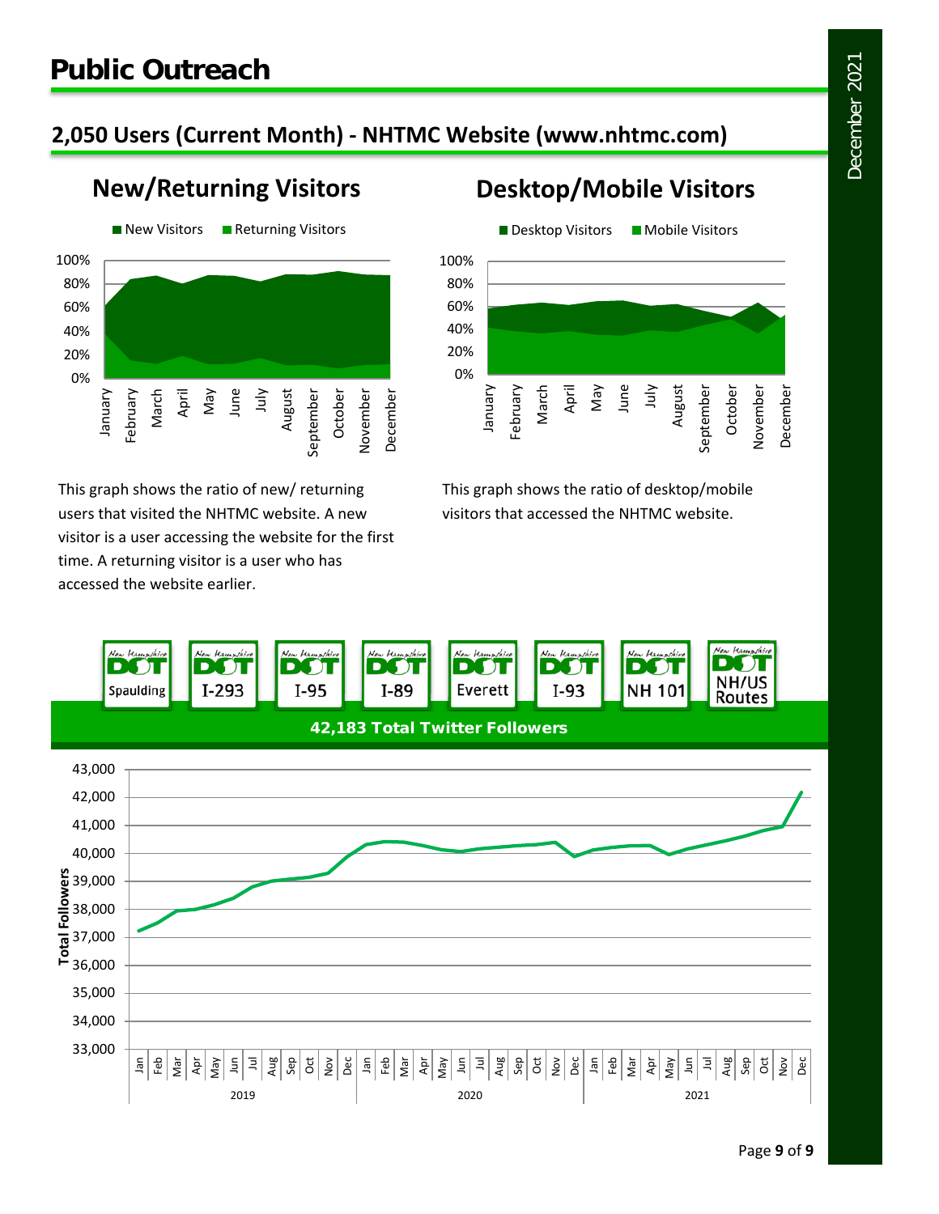# Public Outreach

## 2,050 Users (Current Month) - NHTMC Website (www.nhtmc.com)

### New/Returning Visitors

New Visitors Returning Visitors

100%
80%
60%
40%
20%
0%

January February March April May June July August September October November December

This graph shows the ratio of new/ returning users that visited the NHTMC website. A new visitor is a user accessing the website for the first time. A returning visitor is a user who has accessed the website earlier.

### Desktop/Mobile Visitors

Desktop Visitors Mobile Visitors

100%
80%
60%
40%
20%
0%

January February March April May June July August September October November December

This graph shows the ratio of desktop/mobile visitors that accessed the NHTMC website.

New Hampshire DOT Spaulding | New Hampshire DOT I-293 | New Hampshire DOT I-95 | New Hampshire DOT I-89 | New Hampshire DOT Everett | New Hampshire DOT I-93 | New Hampshire DOT NH 101 | New Hampshire DOT NH/US Routes

**42,183 Total Twitter Followers**

Total Followers

43,000
42,000
41,000
40,000
39,000
38,000
37,000
36,000
35,000
34,000
33,000

Jan Feb Mar Apr May Jun Jul Aug Sep Oct Nov Dec
2019

Jan Feb Mar Apr May Jun Jul Aug Sep Oct Nov Dec
2020

Jan Feb Mar Apr May Jun Jul Aug Sep Oct Nov Dec
2021